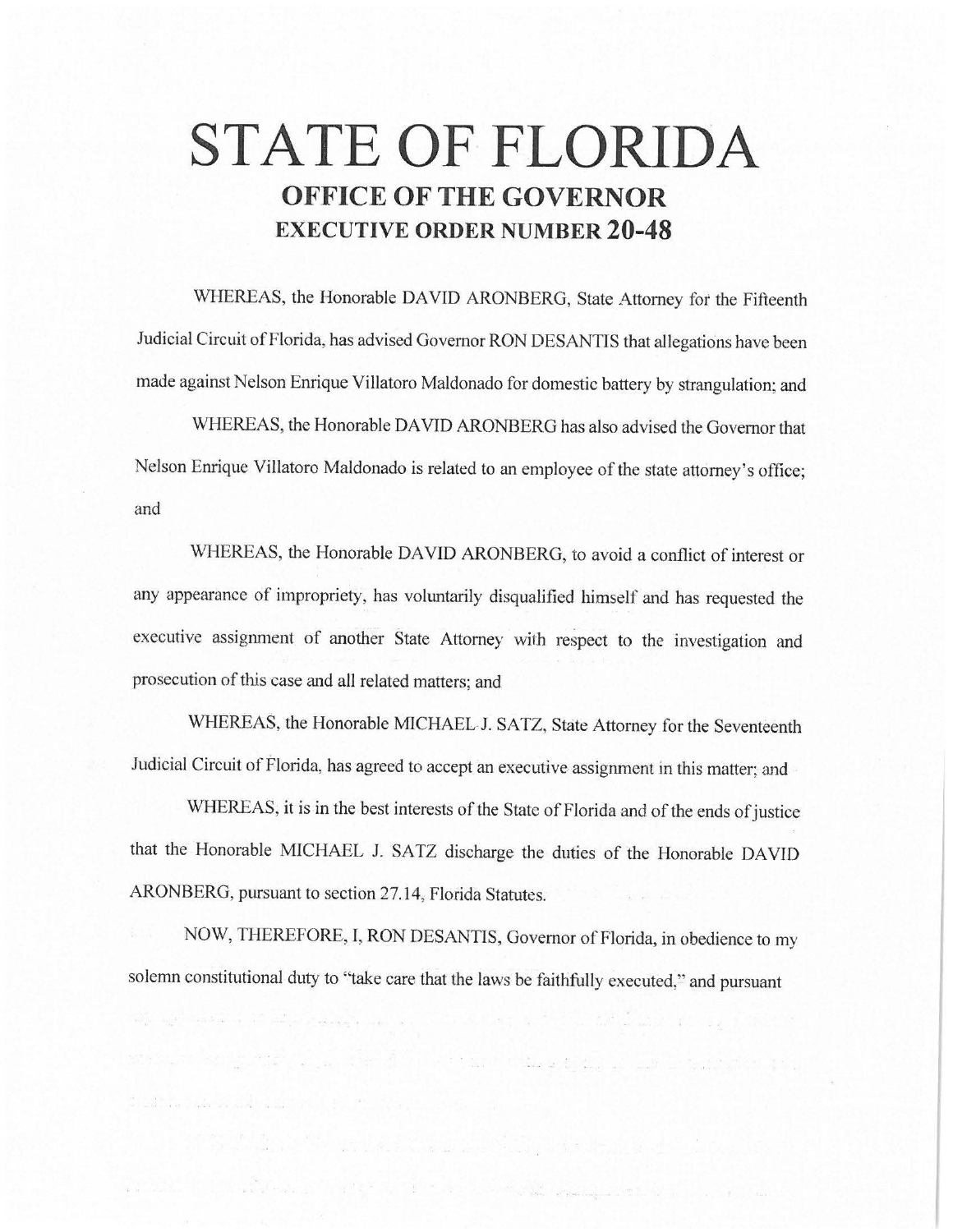# STATE OF FLORIDA

## OFFICE OF THE GOVERNOR

## EXECUTIVE ORDER NUMBER 20-48

WHEREAS, the Honorable DAVID ARONBERG, State Attorney for the Fifteenth Judicial Circuit of Florida, has advised Governor RON DESANTIS that allegations have been made against Nelson Enrique Villatoro Maldonado for domestic battery by strangulation; and

WHEREAS, the Honorable DAVID ARONBERG has also advised the Governor that Nelson Enrique Villatoro Maldonado is related to an employee of the state attorney's office; and

WHEREAS, the Honorable DAVID ARONBERG, to avoid a conflict of interest or any appearance of impropriety, has voluntarily disqualified himself and has requested the executive assignment of another State Attorney with respect to the investigation and prosecution of this case and all related matters; and

WHEREAS, the Honorable MICHAEL J. SATZ, State Attorney for the Seventeenth Judicial Circuit of Florida, has agreed to accept an executive assignment in this matter; and

WHEREAS, it is in the best interests of the State of Florida and of the ends of justice that the Honorable MICHAEL J. SATZ discharge the duties of the Honorable DAVID ARONBERG, pursuant to section 27.14, Florida Statutes.

NOW, THEREFORE, I, RON DESANTIS, Governor of Florida, in obedience to my solemn constitutional duty to "take care that the laws be faithfully executed," and pursuant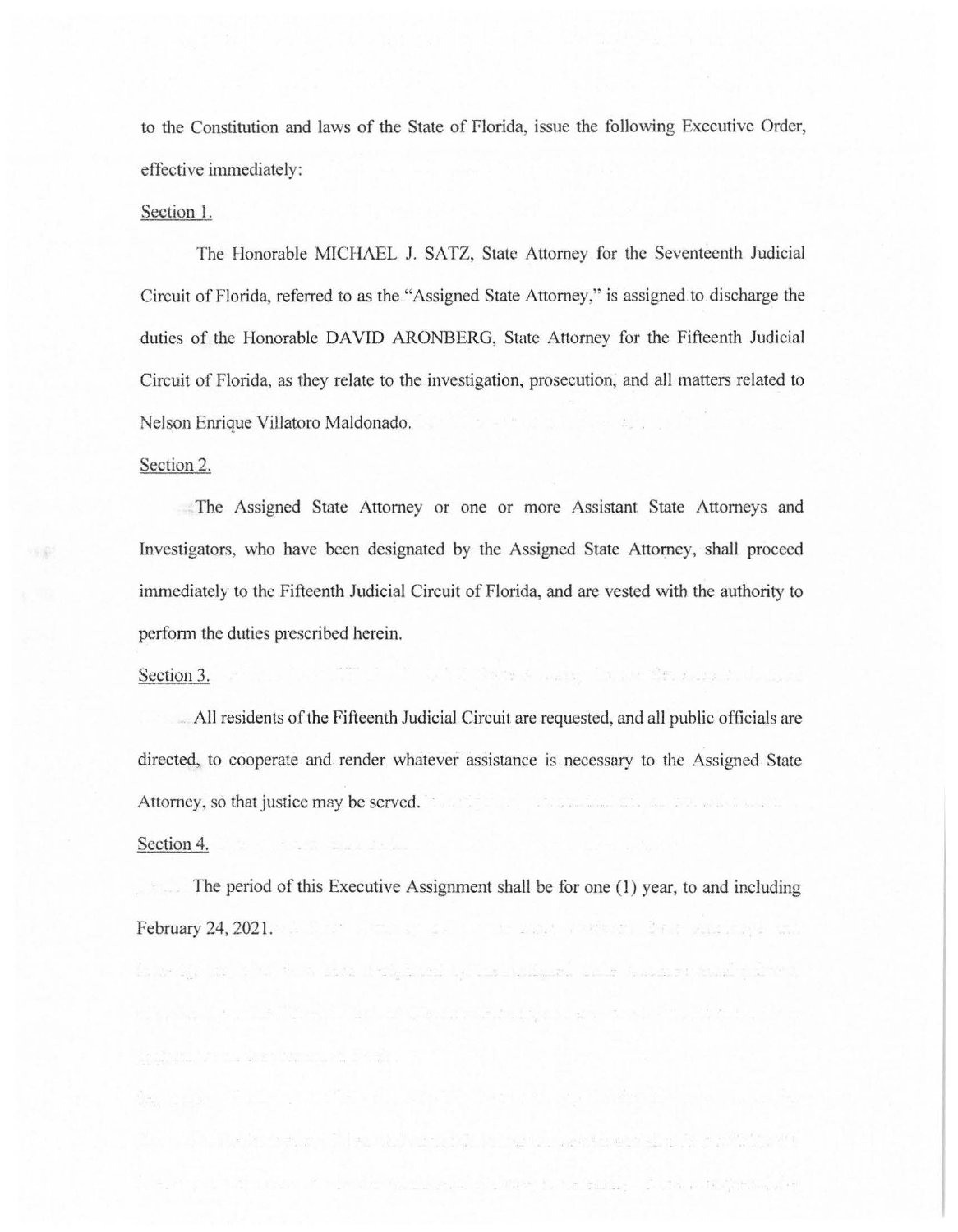to the Constitution and laws of the State of Florida, issue the following Executive Order, effective immediately:

Section 1.

The Honorable MICHAEL J. SATZ, State Attorney for the Seventeenth Judicial Circuit of Florida, referred to as the "Assigned State Attorney," is assigned to discharge the duties of the Honorable DAVID ARONBERG, State Attorney for the Fifteenth Judicial Circuit of Florida, as they relate to the investigation, prosecution, and all matters related to Nelson Enrique Villatoro Maldonado.

Section 2.

The Assigned State Attorney or one or more Assistant State Attorneys and Investigators, who have been designated by the Assigned State Attorney, shall proceed immediately to the Fifteenth Judicial Circuit of Florida, and are vested with the authority to perform the duties prescribed herein.

Section 3.

All residents of the Fifteenth Judicial Circuit are requested, and all public officials are directed, to cooperate and render whatever assistance is necessary to the Assigned State Attorney, so that justice may be served.

Section 4.

The period of this Executive Assignment shall be for one (1) year, to and including February 24, 2021.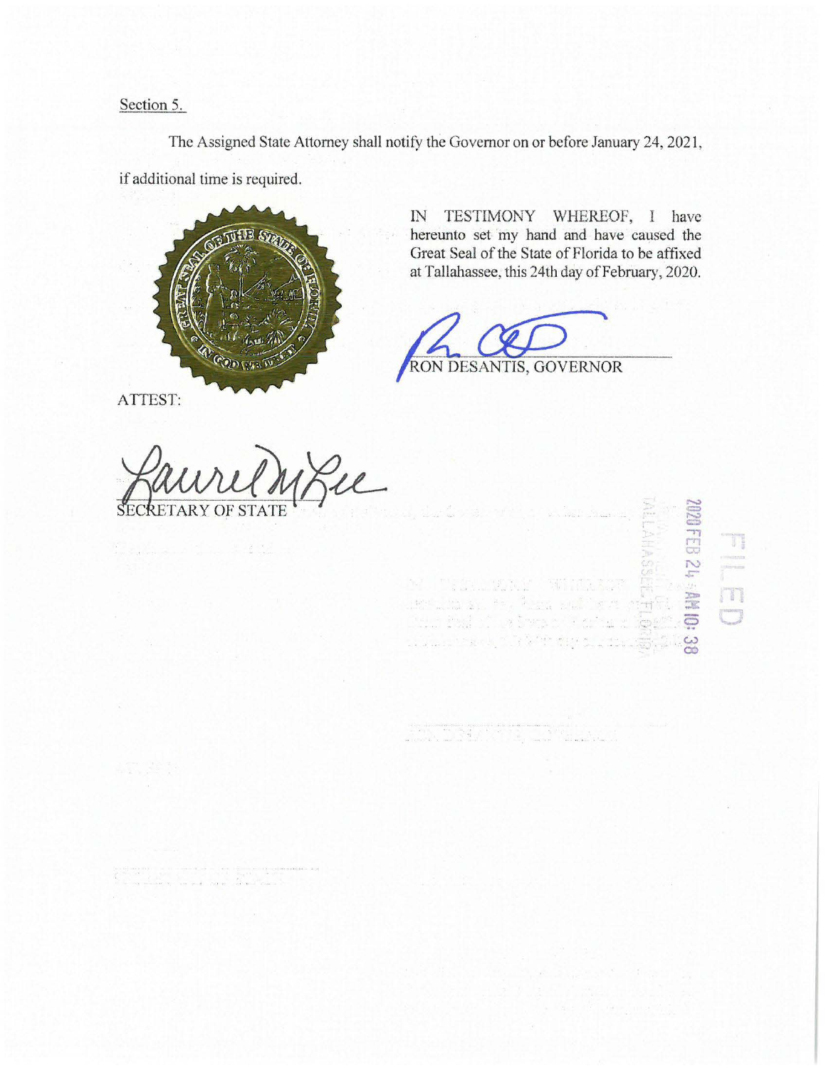Section 5.

The Assigned State Attorney shall notify the Governor on or before January 24, 2021, if additional time is required.

IN TESTIMONY WHEREOF, I have hereunto set my hand and have caused the Great Seal of the State of Florida to be affixed at Tallahassee, this 24th day of February, 2020.

RON DESANTIS, GOVERNOR

ATTEST:

SECRETARY OF STATE

FILED

2020 FEB 24 AM 10:38

TALLAHASSEE, FLORIDA